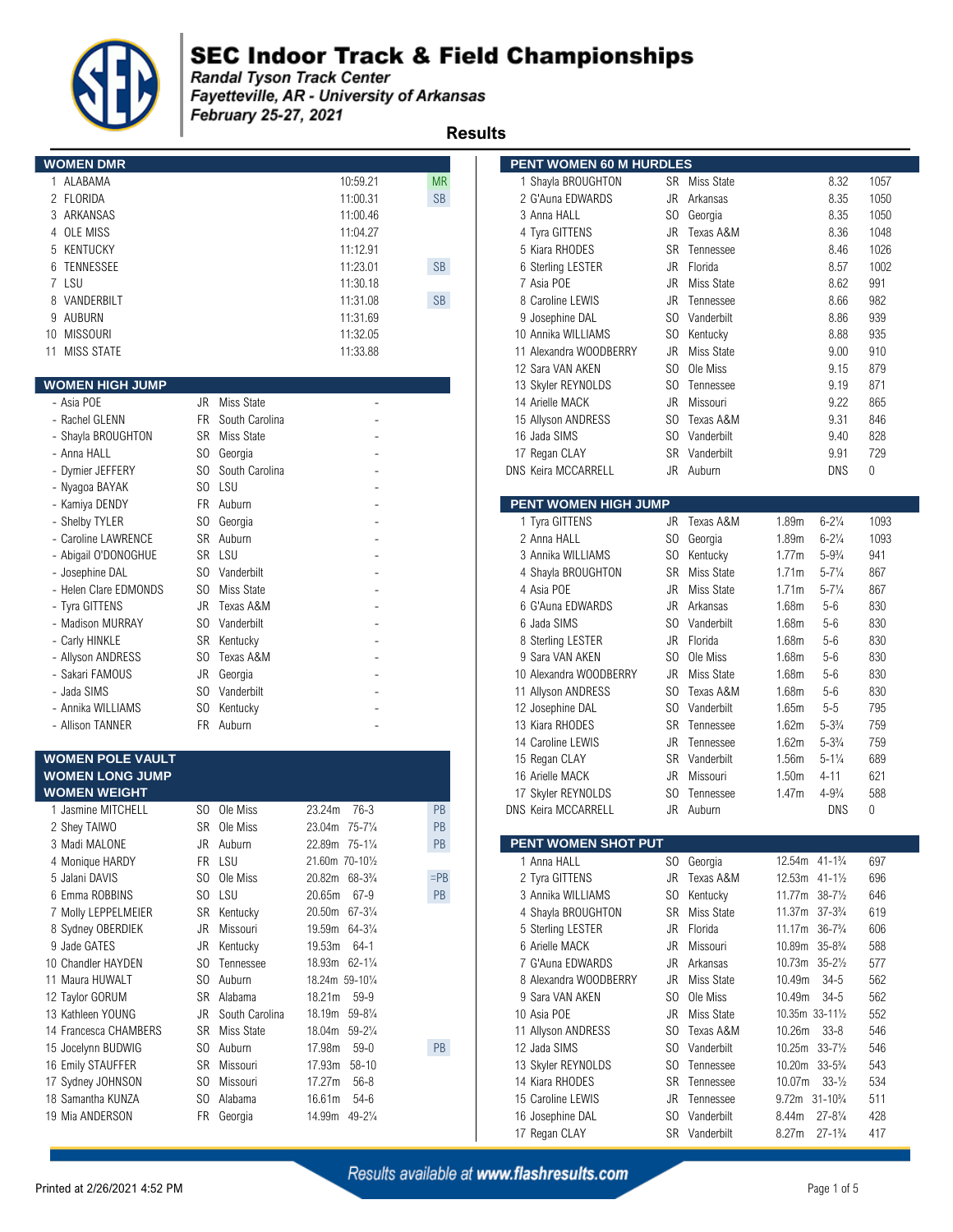# SEC Indoor Track & Field Championships

*Randal Tyson Track Center*
*Fayetteville, AR - University of Arkansas*
*February 25-27, 2021*

## Results

### WOMEN DMR

| Pl | Team | Time | |
|---|---|---|---|
| 1 | ALABAMA | 10:59.21 | MR |
| 2 | FLORIDA | 11:00.31 | SB |
| 3 | ARKANSAS | 11:00.46 | |
| 4 | OLE MISS | 11:04.27 | |
| 5 | KENTUCKY | 11:12.91 | |
| 6 | TENNESSEE | 11:23.01 | SB |
| 7 | LSU | 11:30.18 | |
| 8 | VANDERBILT | 11:31.08 | SB |
| 9 | AUBURN | 11:31.69 | |
| 10 | MISSOURI | 11:32.05 | |
| 11 | MISS STATE | 11:33.88 | |

### WOMEN HIGH JUMP

| Pl | Name | Yr | Team | Mark |
|---|---|---|---|---|
| - | Asia POE | JR | Miss State | - |
| - | Rachel GLENN | FR | South Carolina | - |
| - | Shayla BROUGHTON | SR | Miss State | - |
| - | Anna HALL | SO | Georgia | - |
| - | Dymier JEFFERY | SO | South Carolina | - |
| - | Nyagoa BAYAK | SO | LSU | - |
| - | Kamiya DENDY | FR | Auburn | - |
| - | Shelby TYLER | SO | Georgia | - |
| - | Caroline LAWRENCE | SR | Auburn | - |
| - | Abigail O'DONOGHUE | SR | LSU | - |
| - | Josephine DAL | SO | Vanderbilt | - |
| - | Helen Clare EDMONDS | SO | Miss State | - |
| - | Tyra GITTENS | JR | Texas A&M | - |
| - | Madison MURRAY | SO | Vanderbilt | - |
| - | Carly HINKLE | SR | Kentucky | - |
| - | Allyson ANDRESS | SO | Texas A&M | - |
| - | Sakari FAMOUS | JR | Georgia | - |
| - | Jada SIMS | SO | Vanderbilt | - |
| - | Annika WILLIAMS | SO | Kentucky | - |
| - | Allison TANNER | FR | Auburn | - |

### WOMEN POLE VAULT

### WOMEN LONG JUMP

### WOMEN WEIGHT

| Pl | Name | Yr | Team | Mark | Imperial | |
|---|---|---|---|---|---|---|
| 1 | Jasmine MITCHELL | SO | Ole Miss | 23.24m | 76-3 | PB |
| 2 | Shey TAIWO | SR | Ole Miss | 23.04m | 75-7¼ | PB |
| 3 | Madi MALONE | JR | Auburn | 22.89m | 75-1¼ | PB |
| 4 | Monique HARDY | FR | LSU | 21.60m | 70-10½ | |
| 5 | Jalani DAVIS | SO | Ole Miss | 20.82m | 68-3¾ | =PB |
| 6 | Emma ROBBINS | SO | LSU | 20.65m | 67-9 | PB |
| 7 | Molly LEPPELMEIER | SR | Kentucky | 20.50m | 67-3¼ | |
| 8 | Sydney OBERDIEK | JR | Missouri | 19.59m | 64-3¼ | |
| 9 | Jade GATES | JR | Kentucky | 19.53m | 64-1 | |
| 10 | Chandler HAYDEN | SO | Tennessee | 18.93m | 62-1¼ | |
| 11 | Maura HUWALT | SO | Auburn | 18.24m | 59-10¼ | |
| 12 | Taylor GORUM | SR | Alabama | 18.21m | 59-9 | |
| 13 | Kathleen YOUNG | JR | South Carolina | 18.19m | 59-8¼ | |
| 14 | Francesca CHAMBERS | SR | Miss State | 18.04m | 59-2¼ | |
| 15 | Jocelynn BUDWIG | SO | Auburn | 17.98m | 59-0 | PB |
| 16 | Emily STAUFFER | SR | Missouri | 17.93m | 58-10 | |
| 17 | Sydney JOHNSON | SO | Missouri | 17.27m | 56-8 | |
| 18 | Samantha KUNZA | SO | Alabama | 16.61m | 54-6 | |
| 19 | Mia ANDERSON | FR | Georgia | 14.99m | 49-2¼ | |

### PENT WOMEN 60 M HURDLES

| Pl | Name | Yr | Team | Time | Points |
|---|---|---|---|---|---|
| 1 | Shayla BROUGHTON | SR | Miss State | 8.32 | 1057 |
| 2 | G'Auna EDWARDS | JR | Arkansas | 8.35 | 1050 |
| 3 | Anna HALL | SO | Georgia | 8.35 | 1050 |
| 4 | Tyra GITTENS | JR | Texas A&M | 8.36 | 1048 |
| 5 | Kiara RHODES | SR | Tennessee | 8.46 | 1026 |
| 6 | Sterling LESTER | JR | Florida | 8.57 | 1002 |
| 7 | Asia POE | JR | Miss State | 8.62 | 991 |
| 8 | Caroline LEWIS | JR | Tennessee | 8.66 | 982 |
| 9 | Josephine DAL | SO | Vanderbilt | 8.86 | 939 |
| 10 | Annika WILLIAMS | SO | Kentucky | 8.88 | 935 |
| 11 | Alexandra WOODBERRY | JR | Miss State | 9.00 | 910 |
| 12 | Sara VAN AKEN | SO | Ole Miss | 9.15 | 879 |
| 13 | Skyler REYNOLDS | SO | Tennessee | 9.19 | 871 |
| 14 | Arielle MACK | JR | Missouri | 9.22 | 865 |
| 15 | Allyson ANDRESS | SO | Texas A&M | 9.31 | 846 |
| 16 | Jada SIMS | SO | Vanderbilt | 9.40 | 828 |
| 17 | Regan CLAY | SR | Vanderbilt | 9.91 | 729 |
| DNS | Keira MCCARRELL | JR | Auburn | DNS | 0 |

### PENT WOMEN HIGH JUMP

| Pl | Name | Yr | Team | Mark | Imperial | Points |
|---|---|---|---|---|---|---|
| 1 | Tyra GITTENS | JR | Texas A&M | 1.89m | 6-2¼ | 1093 |
| 2 | Anna HALL | SO | Georgia | 1.89m | 6-2¼ | 1093 |
| 3 | Annika WILLIAMS | SO | Kentucky | 1.77m | 5-9¾ | 941 |
| 4 | Shayla BROUGHTON | SR | Miss State | 1.71m | 5-7¼ | 867 |
| 4 | Asia POE | JR | Miss State | 1.71m | 5-7¼ | 867 |
| 6 | G'Auna EDWARDS | JR | Arkansas | 1.68m | 5-6 | 830 |
| 6 | Jada SIMS | SO | Vanderbilt | 1.68m | 5-6 | 830 |
| 8 | Sterling LESTER | JR | Florida | 1.68m | 5-6 | 830 |
| 9 | Sara VAN AKEN | SO | Ole Miss | 1.68m | 5-6 | 830 |
| 10 | Alexandra WOODBERRY | JR | Miss State | 1.68m | 5-6 | 830 |
| 11 | Allyson ANDRESS | SO | Texas A&M | 1.68m | 5-6 | 830 |
| 12 | Josephine DAL | SO | Vanderbilt | 1.65m | 5-5 | 795 |
| 13 | Kiara RHODES | SR | Tennessee | 1.62m | 5-3¾ | 759 |
| 14 | Caroline LEWIS | JR | Tennessee | 1.62m | 5-3¾ | 759 |
| 15 | Regan CLAY | SR | Vanderbilt | 1.56m | 5-1¼ | 689 |
| 16 | Arielle MACK | JR | Missouri | 1.50m | 4-11 | 621 |
| 17 | Skyler REYNOLDS | SO | Tennessee | 1.47m | 4-9¾ | 588 |
| DNS | Keira MCCARRELL | JR | Auburn | DNS | | 0 |

### PENT WOMEN SHOT PUT

| Pl | Name | Yr | Team | Mark | Imperial | Points |
|---|---|---|---|---|---|---|
| 1 | Anna HALL | SO | Georgia | 12.54m | 41-1¾ | 697 |
| 2 | Tyra GITTENS | JR | Texas A&M | 12.53m | 41-1½ | 696 |
| 3 | Annika WILLIAMS | SO | Kentucky | 11.77m | 38-7½ | 646 |
| 4 | Shayla BROUGHTON | SR | Miss State | 11.37m | 37-3¾ | 619 |
| 5 | Sterling LESTER | JR | Florida | 11.17m | 36-7¾ | 606 |
| 6 | Arielle MACK | JR | Missouri | 10.89m | 35-8¾ | 588 |
| 7 | G'Auna EDWARDS | JR | Arkansas | 10.73m | 35-2½ | 577 |
| 8 | Alexandra WOODBERRY | JR | Miss State | 10.49m | 34-5 | 562 |
| 9 | Sara VAN AKEN | SO | Ole Miss | 10.49m | 34-5 | 562 |
| 10 | Asia POE | JR | Miss State | 10.35m | 33-11½ | 552 |
| 11 | Allyson ANDRESS | SO | Texas A&M | 10.26m | 33-8 | 546 |
| 12 | Jada SIMS | SO | Vanderbilt | 10.25m | 33-7½ | 546 |
| 13 | Skyler REYNOLDS | SO | Tennessee | 10.20m | 33-5¾ | 543 |
| 14 | Kiara RHODES | SR | Tennessee | 10.07m | 33-½ | 534 |
| 15 | Caroline LEWIS | JR | Tennessee | 9.72m | 31-10¾ | 511 |
| 16 | Josephine DAL | SO | Vanderbilt | 8.44m | 27-8¼ | 428 |
| 17 | Regan CLAY | SR | Vanderbilt | 8.27m | 27-1¾ | 417 |

*Results available at www.flashresults.com*

Printed at 2/26/2021 4:52 PM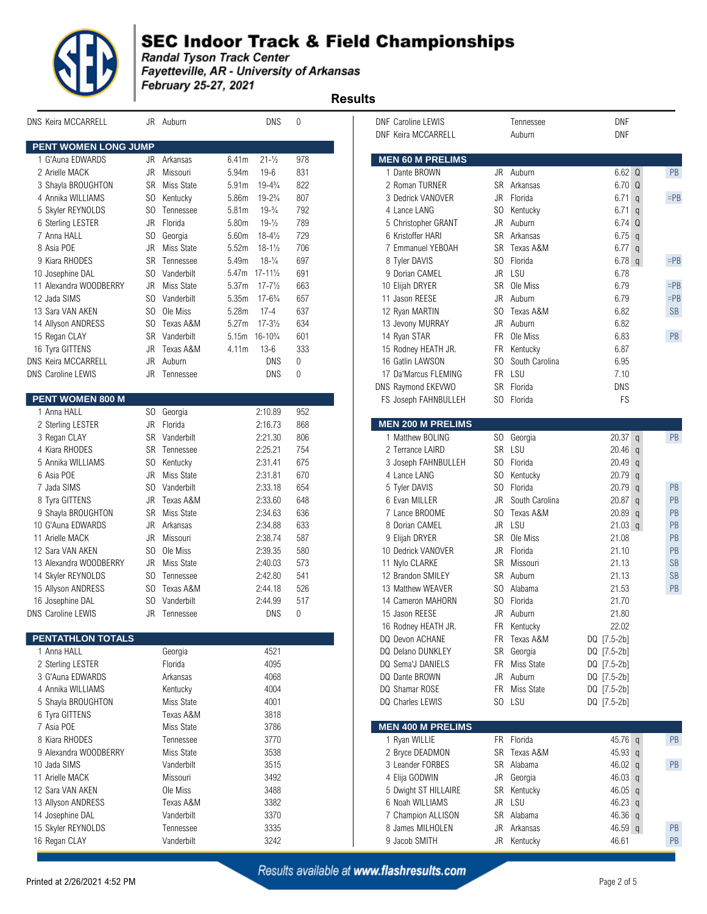# SEC Indoor Track & Field Championships

*Randal Tyson Track Center*
*Fayetteville, AR - University of Arkansas*
*February 25-27, 2021*

**Results**

| Place | Name | Year | School | Mark | Points |
|---|---|---|---|---|---|
| DNS | Keira MCCARRELL | JR | Auburn | DNS | 0 |

## PENT WOMEN LONG JUMP

| Place | Name | Year | School | Mark | Imperial | Points |
|---|---|---|---|---|---|---|
| 1 | G'Auna EDWARDS | JR | Arkansas | 6.41m | 21-½ | 978 |
| 2 | Arielle MACK | JR | Missouri | 5.94m | 19-6 | 831 |
| 3 | Shayla BROUGHTON | SR | Miss State | 5.91m | 19-4¾ | 822 |
| 4 | Annika WILLIAMS | SO | Kentucky | 5.86m | 19-2¾ | 807 |
| 5 | Skyler REYNOLDS | SO | Tennessee | 5.81m | 19-¾ | 792 |
| 6 | Sterling LESTER | JR | Florida | 5.80m | 19-½ | 789 |
| 7 | Anna HALL | SO | Georgia | 5.60m | 18-4½ | 729 |
| 8 | Asia POE | JR | Miss State | 5.52m | 18-1½ | 706 |
| 9 | Kiara RHODES | SR | Tennessee | 5.49m | 18-¼ | 697 |
| 10 | Josephine DAL | SO | Vanderbilt | 5.47m | 17-11½ | 691 |
| 11 | Alexandra WOODBERRY | JR | Miss State | 5.37m | 17-7½ | 663 |
| 12 | Jada SIMS | SO | Vanderbilt | 5.35m | 17-6¾ | 657 |
| 13 | Sara VAN AKEN | SO | Ole Miss | 5.28m | 17-4 | 637 |
| 14 | Allyson ANDRESS | SO | Texas A&M | 5.27m | 17-3½ | 634 |
| 15 | Regan CLAY | SR | Vanderbilt | 5.15m | 16-10¾ | 601 |
| 16 | Tyra GITTENS | JR | Texas A&M | 4.11m | 13-6 | 333 |
| DNS | Keira MCCARRELL | JR | Auburn | DNS | | 0 |
| DNS | Caroline LEWIS | JR | Tennessee | DNS | | 0 |

## PENT WOMEN 800 M

| Place | Name | Year | School | Time | Points |
|---|---|---|---|---|---|
| 1 | Anna HALL | SO | Georgia | 2:10.89 | 952 |
| 2 | Sterling LESTER | JR | Florida | 2:16.73 | 868 |
| 3 | Regan CLAY | SR | Vanderbilt | 2:21.30 | 806 |
| 4 | Kiara RHODES | SR | Tennessee | 2:25.21 | 754 |
| 5 | Annika WILLIAMS | SO | Kentucky | 2:31.41 | 675 |
| 6 | Asia POE | JR | Miss State | 2:31.81 | 670 |
| 7 | Jada SIMS | SO | Vanderbilt | 2:33.18 | 654 |
| 8 | Tyra GITTENS | JR | Texas A&M | 2:33.60 | 648 |
| 9 | Shayla BROUGHTON | SR | Miss State | 2:34.63 | 636 |
| 10 | G'Auna EDWARDS | JR | Arkansas | 2:34.88 | 633 |
| 11 | Arielle MACK | JR | Missouri | 2:38.74 | 587 |
| 12 | Sara VAN AKEN | SO | Ole Miss | 2:39.35 | 580 |
| 13 | Alexandra WOODBERRY | JR | Miss State | 2:40.03 | 573 |
| 14 | Skyler REYNOLDS | SO | Tennessee | 2:42.80 | 541 |
| 15 | Allyson ANDRESS | SO | Texas A&M | 2:44.18 | 526 |
| 16 | Josephine DAL | SO | Vanderbilt | 2:44.99 | 517 |
| DNS | Caroline LEWIS | JR | Tennessee | DNS | 0 |

## PENTATHLON TOTALS

| Place | Name | School | Points |
|---|---|---|---|
| 1 | Anna HALL | Georgia | 4521 |
| 2 | Sterling LESTER | Florida | 4095 |
| 3 | G'Auna EDWARDS | Arkansas | 4068 |
| 4 | Annika WILLIAMS | Kentucky | 4004 |
| 5 | Shayla BROUGHTON | Miss State | 4001 |
| 6 | Tyra GITTENS | Texas A&M | 3818 |
| 7 | Asia POE | Miss State | 3786 |
| 8 | Kiara RHODES | Tennessee | 3770 |
| 9 | Alexandra WOODBERRY | Miss State | 3538 |
| 10 | Jada SIMS | Vanderbilt | 3515 |
| 11 | Arielle MACK | Missouri | 3492 |
| 12 | Sara VAN AKEN | Ole Miss | 3488 |
| 13 | Allyson ANDRESS | Texas A&M | 3382 |
| 14 | Josephine DAL | Vanderbilt | 3370 |
| 15 | Skyler REYNOLDS | Tennessee | 3335 |
| 16 | Regan CLAY | Vanderbilt | 3242 |
| DNF | Caroline LEWIS | Tennessee | DNF |
| DNF | Keira MCCARRELL | Auburn | DNF |

## MEN 60 M PRELIMS

| Place | Name | Year | School | Time | Q | Note |
|---|---|---|---|---|---|---|
| 1 | Dante BROWN | JR | Auburn | 6.62 | Q | PB |
| 2 | Roman TURNER | SR | Arkansas | 6.70 | Q | |
| 3 | Dedrick VANOVER | JR | Florida | 6.71 | q | =PB |
| 4 | Lance LANG | SO | Kentucky | 6.71 | q | |
| 5 | Christopher GRANT | JR | Auburn | 6.74 | Q | |
| 6 | Kristoffer HARI | SR | Arkansas | 6.75 | q | |
| 7 | Emmanuel YEBOAH | SR | Texas A&M | 6.77 | q | |
| 8 | Tyler DAVIS | SO | Florida | 6.78 | q | =PB |
| 9 | Dorian CAMEL | JR | LSU | 6.78 | | |
| 10 | Elijah DRYER | SR | Ole Miss | 6.79 | | =PB |
| 11 | Jason REESE | JR | Auburn | 6.79 | | =PB |
| 12 | Ryan MARTIN | SO | Texas A&M | 6.82 | | SB |
| 13 | Jevony MURRAY | JR | Auburn | 6.82 | | |
| 14 | Ryan STAR | FR | Ole Miss | 6.83 | | PB |
| 15 | Rodney HEATH JR. | FR | Kentucky | 6.87 | | |
| 16 | Gatlin LAWSON | SO | South Carolina | 6.95 | | |
| 17 | Da'Marcus FLEMING | FR | LSU | 7.10 | | |
| DNS | Raymond EKEVWO | SR | Florida | DNS | | |
| FS | Joseph FAHNBULLEH | SO | Florida | FS | | |

## MEN 200 M PRELIMS

| Place | Name | Year | School | Time | Q | Note |
|---|---|---|---|---|---|---|
| 1 | Matthew BOLING | SO | Georgia | 20.37 | q | PB |
| 2 | Terrance LAIRD | SR | LSU | 20.46 | q | |
| 3 | Joseph FAHNBULLEH | SO | Florida | 20.49 | q | |
| 4 | Lance LANG | SO | Kentucky | 20.79 | q | |
| 5 | Tyler DAVIS | SO | Florida | 20.79 | q | PB |
| 6 | Evan MILLER | JR | South Carolina | 20.87 | q | PB |
| 7 | Lance BROOME | SO | Texas A&M | 20.89 | q | PB |
| 8 | Dorian CAMEL | JR | LSU | 21.03 | q | PB |
| 9 | Elijah DRYER | SR | Ole Miss | 21.08 | | PB |
| 10 | Dedrick VANOVER | JR | Florida | 21.10 | | PB |
| 11 | Nylo CLARKE | SR | Missouri | 21.13 | | SB |
| 12 | Brandon SMILEY | SR | Auburn | 21.13 | | SB |
| 13 | Matthew WEAVER | SO | Alabama | 21.53 | | PB |
| 14 | Cameron MAHORN | SO | Florida | 21.70 | | |
| 15 | Jason REESE | JR | Auburn | 21.80 | | |
| 16 | Rodney HEATH JR. | FR | Kentucky | 22.02 | | |
| DQ | Devon ACHANE | FR | Texas A&M | DQ [7.5-2b] | | |
| DQ | Delano DUNKLEY | SR | Georgia | DQ [7.5-2b] | | |
| DQ | Sema'J DANIELS | FR | Miss State | DQ [7.5-2b] | | |
| DQ | Dante BROWN | JR | Auburn | DQ [7.5-2b] | | |
| DQ | Shamar ROSE | FR | Miss State | DQ [7.5-2b] | | |
| DQ | Charles LEWIS | SO | LSU | DQ [7.5-2b] | | |

## MEN 400 M PRELIMS

| Place | Name | Year | School | Time | Q | Note |
|---|---|---|---|---|---|---|
| 1 | Ryan WILLIE | FR | Florida | 45.76 | q | PB |
| 2 | Bryce DEADMON | SR | Texas A&M | 45.93 | q | |
| 3 | Leander FORBES | SR | Alabama | 46.02 | q | PB |
| 4 | Elija GODWIN | JR | Georgia | 46.03 | q | |
| 5 | Dwight ST HILLAIRE | SR | Kentucky | 46.05 | q | |
| 6 | Noah WILLIAMS | JR | LSU | 46.23 | q | |
| 7 | Champion ALLISON | SR | Alabama | 46.36 | q | |
| 8 | James MILHOLEN | JR | Arkansas | 46.59 | q | PB |
| 9 | Jacob SMITH | JR | Kentucky | 46.61 | | PB |

Results available at www.flashresults.com

Printed at 2/26/2021 4:52 PM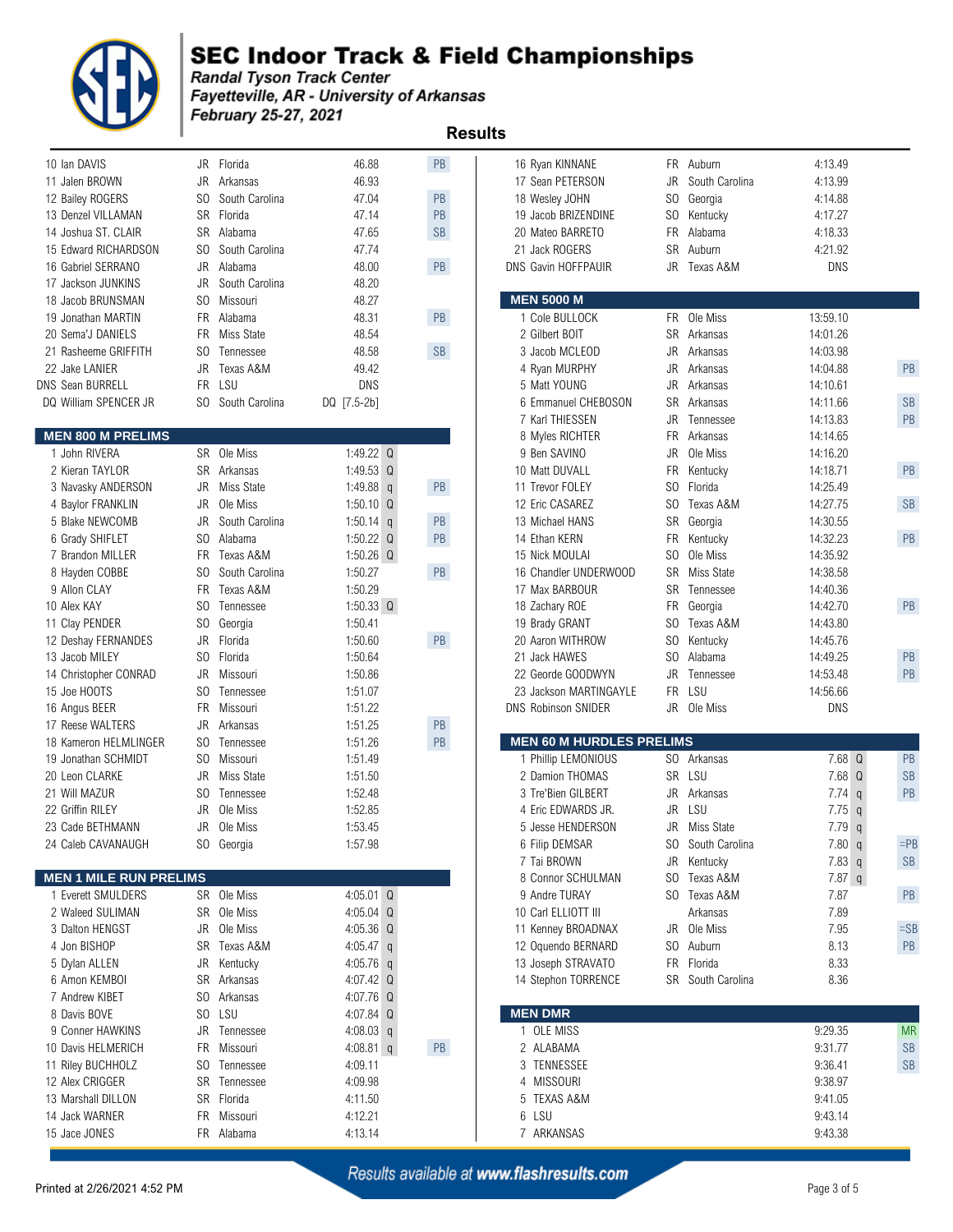# SEC Indoor Track & Field Championships

*Randal Tyson Track Center*
*Fayetteville, AR - University of Arkansas*
*February 25-27, 2021*

**Results**

| Pl | Name | Yr | Team | Time | Q | Note |
|---|---|---|---|---|---|---|
| 10 | Ian DAVIS | JR | Florida | 46.88 | | PB |
| 11 | Jalen BROWN | JR | Arkansas | 46.93 | | |
| 12 | Bailey ROGERS | SO | South Carolina | 47.04 | | PB |
| 13 | Denzel VILLAMAN | SR | Florida | 47.14 | | PB |
| 14 | Joshua ST. CLAIR | SR | Alabama | 47.65 | | SB |
| 15 | Edward RICHARDSON | SO | South Carolina | 47.74 | | |
| 16 | Gabriel SERRANO | JR | Alabama | 48.00 | | PB |
| 17 | Jackson JUNKINS | JR | South Carolina | 48.20 | | |
| 18 | Jacob BRUNSMAN | SO | Missouri | 48.27 | | |
| 19 | Jonathan MARTIN | FR | Alabama | 48.31 | | PB |
| 20 | Sema'J DANIELS | FR | Miss State | 48.54 | | |
| 21 | Rasheeme GRIFFITH | SO | Tennessee | 48.58 | | SB |
| 22 | Jake LANIER | JR | Texas A&M | 49.42 | | |
| DNS | Sean BURRELL | FR | LSU | DNS | | |
| DQ | William SPENCER JR | SO | South Carolina | DQ [7.5-2b] | | |

## MEN 800 M PRELIMS

| Pl | Name | Yr | Team | Time | Q | Note |
|---|---|---|---|---|---|---|
| 1 | John RIVERA | SR | Ole Miss | 1:49.22 | Q | |
| 2 | Kieran TAYLOR | SR | Arkansas | 1:49.53 | Q | |
| 3 | Navasky ANDERSON | JR | Miss State | 1:49.88 | q | PB |
| 4 | Baylor FRANKLIN | JR | Ole Miss | 1:50.10 | Q | |
| 5 | Blake NEWCOMB | JR | South Carolina | 1:50.14 | q | PB |
| 6 | Grady SHIFLET | SO | Alabama | 1:50.22 | Q | PB |
| 7 | Brandon MILLER | FR | Texas A&M | 1:50.26 | Q | |
| 8 | Hayden COBBE | SO | South Carolina | 1:50.27 | | PB |
| 9 | Allon CLAY | FR | Texas A&M | 1:50.29 | | |
| 10 | Alex KAY | SO | Tennessee | 1:50.33 | Q | |
| 11 | Clay PENDER | SO | Georgia | 1:50.41 | | |
| 12 | Deshay FERNANDES | JR | Florida | 1:50.60 | | PB |
| 13 | Jacob MILEY | SO | Florida | 1:50.64 | | |
| 14 | Christopher CONRAD | JR | Missouri | 1:50.86 | | |
| 15 | Joe HOOTS | SO | Tennessee | 1:51.07 | | |
| 16 | Angus BEER | FR | Missouri | 1:51.22 | | |
| 17 | Reese WALTERS | JR | Arkansas | 1:51.25 | | PB |
| 18 | Kameron HELMLINGER | SO | Tennessee | 1:51.26 | | PB |
| 19 | Jonathan SCHMIDT | SO | Missouri | 1:51.49 | | |
| 20 | Leon CLARKE | JR | Miss State | 1:51.50 | | |
| 21 | Will MAZUR | SO | Tennessee | 1:52.48 | | |
| 22 | Griffin RILEY | JR | Ole Miss | 1:52.85 | | |
| 23 | Cade BETHMANN | JR | Ole Miss | 1:53.45 | | |
| 24 | Caleb CAVANAUGH | SO | Georgia | 1:57.98 | | |

## MEN 1 MILE RUN PRELIMS

| Pl | Name | Yr | Team | Time | Q | Note |
|---|---|---|---|---|---|---|
| 1 | Everett SMULDERS | SR | Ole Miss | 4:05.01 | Q | |
| 2 | Waleed SULIMAN | SR | Ole Miss | 4:05.04 | Q | |
| 3 | Dalton HENGST | JR | Ole Miss | 4:05.36 | Q | |
| 4 | Jon BISHOP | SR | Texas A&M | 4:05.47 | q | |
| 5 | Dylan ALLEN | JR | Kentucky | 4:05.76 | q | |
| 6 | Amon KEMBOI | SR | Arkansas | 4:07.42 | Q | |
| 7 | Andrew KIBET | SO | Arkansas | 4:07.76 | Q | |
| 8 | Davis BOVE | SO | LSU | 4:07.84 | Q | |
| 9 | Conner HAWKINS | JR | Tennessee | 4:08.03 | q | |
| 10 | Davis HELMERICH | FR | Missouri | 4:08.81 | q | PB |
| 11 | Riley BUCHHOLZ | SO | Tennessee | 4:09.11 | | |
| 12 | Alex CRIGGER | SR | Tennessee | 4:09.98 | | |
| 13 | Marshall DILLON | SR | Florida | 4:11.50 | | |
| 14 | Jack WARNER | FR | Missouri | 4:12.21 | | |
| 15 | Jace JONES | FR | Alabama | 4:13.14 | | |
| 16 | Ryan KINNANE | FR | Auburn | 4:13.49 | | |
| 17 | Sean PETERSON | JR | South Carolina | 4:13.99 | | |
| 18 | Wesley JOHN | SO | Georgia | 4:14.88 | | |
| 19 | Jacob BRIZENDINE | SO | Kentucky | 4:17.27 | | |
| 20 | Mateo BARRETO | FR | Alabama | 4:18.33 | | |
| 21 | Jack ROGERS | SR | Auburn | 4:21.92 | | |
| DNS | Gavin HOFFPAUIR | JR | Texas A&M | DNS | | |

## MEN 5000 M

| Pl | Name | Yr | Team | Time | Note |
|---|---|---|---|---|---|
| 1 | Cole BULLOCK | FR | Ole Miss | 13:59.10 | |
| 2 | Gilbert BOIT | SR | Arkansas | 14:01.26 | |
| 3 | Jacob MCLEOD | JR | Arkansas | 14:03.98 | |
| 4 | Ryan MURPHY | JR | Arkansas | 14:04.88 | PB |
| 5 | Matt YOUNG | JR | Arkansas | 14:10.61 | |
| 6 | Emmanuel CHEBOSON | SR | Arkansas | 14:11.66 | SB |
| 7 | Karl THIESSEN | JR | Tennessee | 14:13.83 | PB |
| 8 | Myles RICHTER | FR | Arkansas | 14:14.65 | |
| 9 | Ben SAVINO | JR | Ole Miss | 14:16.20 | |
| 10 | Matt DUVALL | FR | Kentucky | 14:18.71 | PB |
| 11 | Trevor FOLEY | SO | Florida | 14:25.49 | |
| 12 | Eric CASAREZ | SO | Texas A&M | 14:27.75 | SB |
| 13 | Michael HANS | SR | Georgia | 14:30.55 | |
| 14 | Ethan KERN | FR | Kentucky | 14:32.23 | PB |
| 15 | Nick MOULAI | SO | Ole Miss | 14:35.92 | |
| 16 | Chandler UNDERWOOD | SR | Miss State | 14:38.58 | |
| 17 | Max BARBOUR | SR | Tennessee | 14:40.36 | |
| 18 | Zachary ROE | FR | Georgia | 14:42.70 | PB |
| 19 | Brady GRANT | SO | Texas A&M | 14:43.80 | |
| 20 | Aaron WITHROW | SO | Kentucky | 14:45.76 | |
| 21 | Jack HAWES | SO | Alabama | 14:49.25 | PB |
| 22 | Georde GOODWYN | JR | Tennessee | 14:53.48 | PB |
| 23 | Jackson MARTINGAYLE | FR | LSU | 14:56.66 | |
| DNS | Robinson SNIDER | JR | Ole Miss | DNS | |

## MEN 60 M HURDLES PRELIMS

| Pl | Name | Yr | Team | Time | Q | Note |
|---|---|---|---|---|---|---|
| 1 | Phillip LEMONIOUS | SO | Arkansas | 7.68 | Q | PB |
| 2 | Damion THOMAS | SR | LSU | 7.68 | Q | SB |
| 3 | Tre'Bien GILBERT | JR | Arkansas | 7.74 | q | PB |
| 4 | Eric EDWARDS JR. | JR | LSU | 7.75 | q | |
| 5 | Jesse HENDERSON | JR | Miss State | 7.79 | q | |
| 6 | Filip DEMSAR | SO | South Carolina | 7.80 | q | =PB |
| 7 | Tai BROWN | JR | Kentucky | 7.83 | q | SB |
| 8 | Connor SCHULMAN | SO | Texas A&M | 7.87 | q | |
| 9 | Andre TURAY | SO | Texas A&M | 7.87 | | PB |
| 10 | Carl ELLIOTT III | | Arkansas | 7.89 | | |
| 11 | Kenney BROADNAX | JR | Ole Miss | 7.95 | | =SB |
| 12 | Oquendo BERNARD | SO | Auburn | 8.13 | | PB |
| 13 | Joseph STRAVATO | FR | Florida | 8.33 | | |
| 14 | Stephon TORRENCE | SR | South Carolina | 8.36 | | |

## MEN DMR

| Pl | Team | Time | Note |
|---|---|---|---|
| 1 | OLE MISS | 9:29.35 | MR |
| 2 | ALABAMA | 9:31.77 | SB |
| 3 | TENNESSEE | 9:36.41 | SB |
| 4 | MISSOURI | 9:38.97 | |
| 5 | TEXAS A&M | 9:41.05 | |
| 6 | LSU | 9:43.14 | |
| 7 | ARKANSAS | 9:43.38 | |

Results available at www.flashresults.com

Printed at 2/26/2021 4:52 PM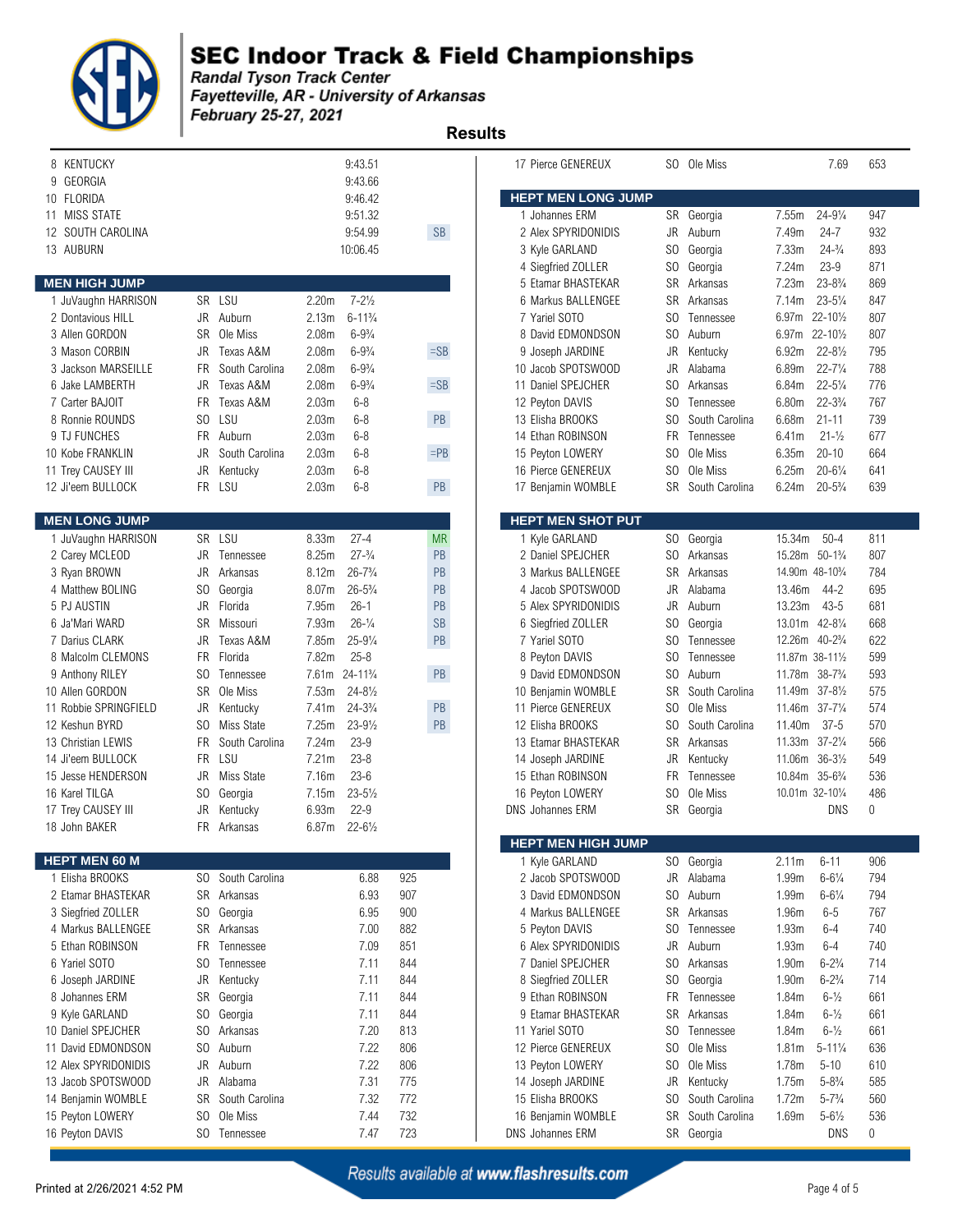# SEC Indoor Track & Field Championships

*Randal Tyson Track Center*
*Fayetteville, AR - University of Arkansas*
*February 25-27, 2021*

## Results

| Place | Team | Time | |
|---|---|---|---|
| 8 | KENTUCKY | 9:43.51 | |
| 9 | GEORGIA | 9:43.66 | |
| 10 | FLORIDA | 9:46.42 | |
| 11 | MISS STATE | 9:51.32 | |
| 12 | SOUTH CAROLINA | 9:54.99 | SB |
| 13 | AUBURN | 10:06.45 | |

### MEN HIGH JUMP

| Place | Name | Year | School | Mark | Imperial | |
|---|---|---|---|---|---|---|
| 1 | JuVaughn HARRISON | SR | LSU | 2.20m | 7-2½ | |
| 2 | Dontavious HILL | JR | Auburn | 2.13m | 6-11¾ | |
| 3 | Allen GORDON | SR | Ole Miss | 2.08m | 6-9¾ | |
| 3 | Mason CORBIN | JR | Texas A&M | 2.08m | 6-9¾ | =SB |
| 3 | Jackson MARSEILLE | FR | South Carolina | 2.08m | 6-9¾ | |
| 6 | Jake LAMBERTH | JR | Texas A&M | 2.08m | 6-9¾ | =SB |
| 7 | Carter BAJOIT | FR | Texas A&M | 2.03m | 6-8 | |
| 8 | Ronnie ROUNDS | SO | LSU | 2.03m | 6-8 | PB |
| 9 | TJ FUNCHES | FR | Auburn | 2.03m | 6-8 | |
| 10 | Kobe FRANKLIN | JR | South Carolina | 2.03m | 6-8 | =PB |
| 11 | Trey CAUSEY III | JR | Kentucky | 2.03m | 6-8 | |
| 12 | Ji'eem BULLOCK | FR | LSU | 2.03m | 6-8 | PB |

### MEN LONG JUMP

| Place | Name | Year | School | Mark | Imperial | |
|---|---|---|---|---|---|---|
| 1 | JuVaughn HARRISON | SR | LSU | 8.33m | 27-4 | MR |
| 2 | Carey MCLEOD | JR | Tennessee | 8.25m | 27-¾ | PB |
| 3 | Ryan BROWN | JR | Arkansas | 8.12m | 26-7¾ | PB |
| 4 | Matthew BOLING | SO | Georgia | 8.07m | 26-5¾ | PB |
| 5 | PJ AUSTIN | JR | Florida | 7.95m | 26-1 | PB |
| 6 | Ja'Mari WARD | SR | Missouri | 7.93m | 26-¼ | SB |
| 7 | Darius CLARK | JR | Texas A&M | 7.85m | 25-9¼ | PB |
| 8 | Malcolm CLEMONS | FR | Florida | 7.82m | 25-8 | |
| 9 | Anthony RILEY | SO | Tennessee | 7.61m | 24-11¾ | PB |
| 10 | Allen GORDON | SR | Ole Miss | 7.53m | 24-8½ | |
| 11 | Robbie SPRINGFIELD | JR | Kentucky | 7.41m | 24-3¾ | PB |
| 12 | Keshun BYRD | SO | Miss State | 7.25m | 23-9½ | PB |
| 13 | Christian LEWIS | FR | South Carolina | 7.24m | 23-9 | |
| 14 | Ji'eem BULLOCK | FR | LSU | 7.21m | 23-8 | |
| 15 | Jesse HENDERSON | JR | Miss State | 7.16m | 23-6 | |
| 16 | Karel TILGA | SO | Georgia | 7.15m | 23-5½ | |
| 17 | Trey CAUSEY III | JR | Kentucky | 6.93m | 22-9 | |
| 18 | John BAKER | FR | Arkansas | 6.87m | 22-6½ | |

### HEPT MEN 60 M

| Place | Name | Year | School | Time | Points |
|---|---|---|---|---|---|
| 1 | Elisha BROOKS | SO | South Carolina | 6.88 | 925 |
| 2 | Etamar BHASTEKAR | SR | Arkansas | 6.93 | 907 |
| 3 | Siegfried ZOLLER | SO | Georgia | 6.95 | 900 |
| 4 | Markus BALLENGEE | SR | Arkansas | 7.00 | 882 |
| 5 | Ethan ROBINSON | FR | Tennessee | 7.09 | 851 |
| 6 | Yariel SOTO | SO | Tennessee | 7.11 | 844 |
| 6 | Joseph JARDINE | JR | Kentucky | 7.11 | 844 |
| 8 | Johannes ERM | SR | Georgia | 7.11 | 844 |
| 9 | Kyle GARLAND | SO | Georgia | 7.11 | 844 |
| 10 | Daniel SPEJCHER | SO | Arkansas | 7.20 | 813 |
| 11 | David EDMONDSON | SO | Auburn | 7.22 | 806 |
| 12 | Alex SPYRIDONIDIS | JR | Auburn | 7.22 | 806 |
| 13 | Jacob SPOTSWOOD | JR | Alabama | 7.31 | 775 |
| 14 | Benjamin WOMBLE | SR | South Carolina | 7.32 | 772 |
| 15 | Peyton LOWERY | SO | Ole Miss | 7.44 | 732 |
| 16 | Peyton DAVIS | SO | Tennessee | 7.47 | 723 |
| 17 | Pierce GENEREUX | SO | Ole Miss | 7.69 | 653 |

### HEPT MEN LONG JUMP

| Place | Name | Year | School | Mark | Imperial | Points |
|---|---|---|---|---|---|---|
| 1 | Johannes ERM | SR | Georgia | 7.55m | 24-9¼ | 947 |
| 2 | Alex SPYRIDONIDIS | JR | Auburn | 7.49m | 24-7 | 932 |
| 3 | Kyle GARLAND | SO | Georgia | 7.33m | 24-¾ | 893 |
| 4 | Siegfried ZOLLER | SO | Georgia | 7.24m | 23-9 | 871 |
| 5 | Etamar BHASTEKAR | SR | Arkansas | 7.23m | 23-8¾ | 869 |
| 6 | Markus BALLENGEE | SR | Arkansas | 7.14m | 23-5¼ | 847 |
| 7 | Yariel SOTO | SO | Tennessee | 6.97m | 22-10½ | 807 |
| 8 | David EDMONDSON | SO | Auburn | 6.97m | 22-10½ | 807 |
| 9 | Joseph JARDINE | JR | Kentucky | 6.92m | 22-8½ | 795 |
| 10 | Jacob SPOTSWOOD | JR | Alabama | 6.89m | 22-7¼ | 788 |
| 11 | Daniel SPEJCHER | SO | Arkansas | 6.84m | 22-5¼ | 776 |
| 12 | Peyton DAVIS | SO | Tennessee | 6.80m | 22-3¾ | 767 |
| 13 | Elisha BROOKS | SO | South Carolina | 6.68m | 21-11 | 739 |
| 14 | Ethan ROBINSON | FR | Tennessee | 6.41m | 21-½ | 677 |
| 15 | Peyton LOWERY | SO | Ole Miss | 6.35m | 20-10 | 664 |
| 16 | Pierce GENEREUX | SO | Ole Miss | 6.25m | 20-6¼ | 641 |
| 17 | Benjamin WOMBLE | SR | South Carolina | 6.24m | 20-5¾ | 639 |

### HEPT MEN SHOT PUT

| Place | Name | Year | School | Mark | Imperial | Points |
|---|---|---|---|---|---|---|
| 1 | Kyle GARLAND | SO | Georgia | 15.34m | 50-4 | 811 |
| 2 | Daniel SPEJCHER | SO | Arkansas | 15.28m | 50-1¾ | 807 |
| 3 | Markus BALLENGEE | SR | Arkansas | 14.90m | 48-10¾ | 784 |
| 4 | Jacob SPOTSWOOD | JR | Alabama | 13.46m | 44-2 | 695 |
| 5 | Alex SPYRIDONIDIS | JR | Auburn | 13.23m | 43-5 | 681 |
| 6 | Siegfried ZOLLER | SO | Georgia | 13.01m | 42-8¼ | 668 |
| 7 | Yariel SOTO | SO | Tennessee | 12.26m | 40-2¾ | 622 |
| 8 | Peyton DAVIS | SO | Tennessee | 11.87m | 38-11½ | 599 |
| 9 | David EDMONDSON | SO | Auburn | 11.78m | 38-7¾ | 593 |
| 10 | Benjamin WOMBLE | SR | South Carolina | 11.49m | 37-8½ | 575 |
| 11 | Pierce GENEREUX | SO | Ole Miss | 11.46m | 37-7¼ | 574 |
| 12 | Elisha BROOKS | SO | South Carolina | 11.40m | 37-5 | 570 |
| 13 | Etamar BHASTEKAR | SR | Arkansas | 11.33m | 37-2¼ | 566 |
| 14 | Joseph JARDINE | JR | Kentucky | 11.06m | 36-3½ | 549 |
| 15 | Ethan ROBINSON | FR | Tennessee | 10.84m | 35-6¾ | 536 |
| 16 | Peyton LOWERY | SO | Ole Miss | 10.01m | 32-10¼ | 486 |
| DNS | Johannes ERM | SR | Georgia | | DNS | 0 |

### HEPT MEN HIGH JUMP

| Place | Name | Year | School | Mark | Imperial | Points |
|---|---|---|---|---|---|---|
| 1 | Kyle GARLAND | SO | Georgia | 2.11m | 6-11 | 906 |
| 2 | Jacob SPOTSWOOD | JR | Alabama | 1.99m | 6-6¼ | 794 |
| 3 | David EDMONDSON | SO | Auburn | 1.99m | 6-6¼ | 794 |
| 4 | Markus BALLENGEE | SR | Arkansas | 1.96m | 6-5 | 767 |
| 5 | Peyton DAVIS | SO | Tennessee | 1.93m | 6-4 | 740 |
| 6 | Alex SPYRIDONIDIS | JR | Auburn | 1.93m | 6-4 | 740 |
| 7 | Daniel SPEJCHER | SO | Arkansas | 1.90m | 6-2¾ | 714 |
| 8 | Siegfried ZOLLER | SO | Georgia | 1.90m | 6-2¾ | 714 |
| 9 | Ethan ROBINSON | FR | Tennessee | 1.84m | 6-½ | 661 |
| 9 | Etamar BHASTEKAR | SR | Arkansas | 1.84m | 6-½ | 661 |
| 11 | Yariel SOTO | SO | Tennessee | 1.84m | 6-½ | 661 |
| 12 | Pierce GENEREUX | SO | Ole Miss | 1.81m | 5-11¼ | 636 |
| 13 | Peyton LOWERY | SO | Ole Miss | 1.78m | 5-10 | 610 |
| 14 | Joseph JARDINE | JR | Kentucky | 1.75m | 5-8¾ | 585 |
| 15 | Elisha BROOKS | SO | South Carolina | 1.72m | 5-7¾ | 560 |
| 16 | Benjamin WOMBLE | SR | South Carolina | 1.69m | 5-6½ | 536 |
| DNS | Johannes ERM | SR | Georgia | | DNS | 0 |

*Results available at www.flashresults.com*

Printed at 2/26/2021 4:52 PM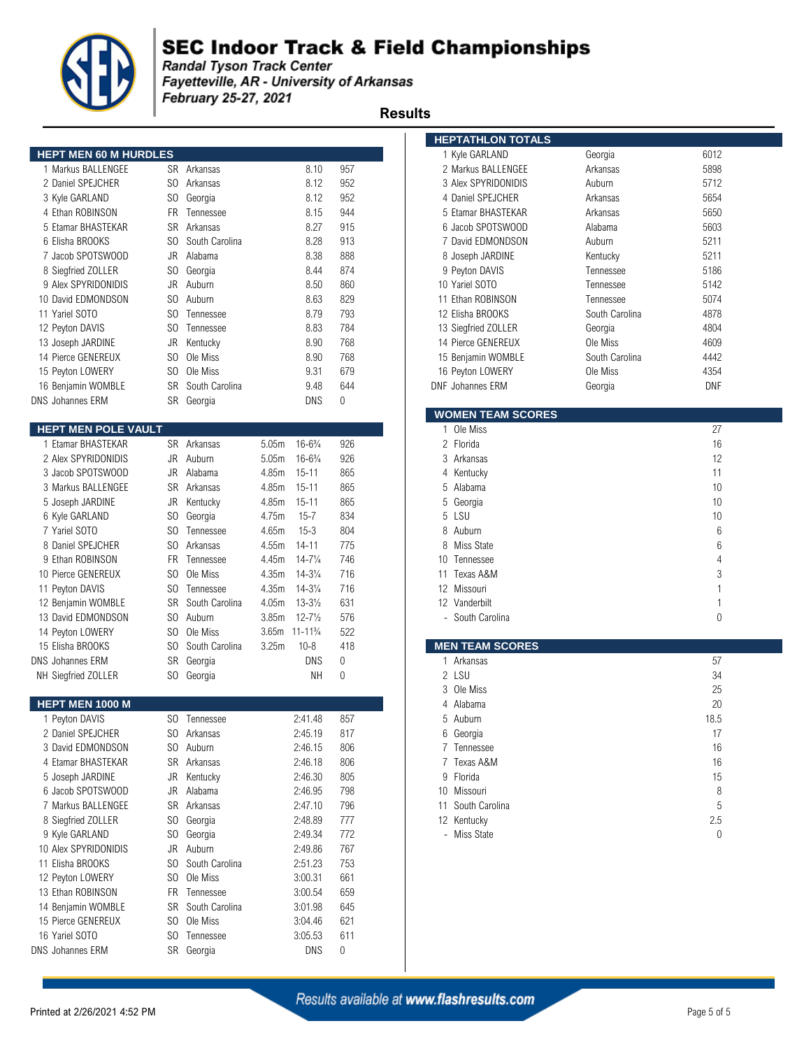# SEC Indoor Track & Field Championships

*Randal Tyson Track Center*
*Fayetteville, AR - University of Arkansas*
*February 25-27, 2021*

**Results**

## HEPT MEN 60 M HURDLES

| | | | | | |
|---|---|---|---|---|---|
| 1 | Markus BALLENGEE | SR | Arkansas | 8.10 | 957 |
| 2 | Daniel SPEJCHER | SO | Arkansas | 8.12 | 952 |
| 3 | Kyle GARLAND | SO | Georgia | 8.12 | 952 |
| 4 | Ethan ROBINSON | FR | Tennessee | 8.15 | 944 |
| 5 | Etamar BHASTEKAR | SR | Arkansas | 8.27 | 915 |
| 6 | Elisha BROOKS | SO | South Carolina | 8.28 | 913 |
| 7 | Jacob SPOTSWOOD | JR | Alabama | 8.38 | 888 |
| 8 | Siegfried ZOLLER | SO | Georgia | 8.44 | 874 |
| 9 | Alex SPYRIDONIDIS | JR | Auburn | 8.50 | 860 |
| 10 | David EDMONDSON | SO | Auburn | 8.63 | 829 |
| 11 | Yariel SOTO | SO | Tennessee | 8.79 | 793 |
| 12 | Peyton DAVIS | SO | Tennessee | 8.83 | 784 |
| 13 | Joseph JARDINE | JR | Kentucky | 8.90 | 768 |
| 14 | Pierce GENEREUX | SO | Ole Miss | 8.90 | 768 |
| 15 | Peyton LOWERY | SO | Ole Miss | 9.31 | 679 |
| 16 | Benjamin WOMBLE | SR | South Carolina | 9.48 | 644 |
| DNS | Johannes ERM | SR | Georgia | DNS | 0 |

## HEPT MEN POLE VAULT

| | | | | | | |
|---|---|---|---|---|---|---|
| 1 | Etamar BHASTEKAR | SR | Arkansas | 5.05m | 16-6¾ | 926 |
| 2 | Alex SPYRIDONIDIS | JR | Auburn | 5.05m | 16-6¾ | 926 |
| 3 | Jacob SPOTSWOOD | JR | Alabama | 4.85m | 15-11 | 865 |
| 3 | Markus BALLENGEE | SR | Arkansas | 4.85m | 15-11 | 865 |
| 5 | Joseph JARDINE | JR | Kentucky | 4.85m | 15-11 | 865 |
| 6 | Kyle GARLAND | SO | Georgia | 4.75m | 15-7 | 834 |
| 7 | Yariel SOTO | SO | Tennessee | 4.65m | 15-3 | 804 |
| 8 | Daniel SPEJCHER | SO | Arkansas | 4.55m | 14-11 | 775 |
| 9 | Ethan ROBINSON | FR | Tennessee | 4.45m | 14-7¼ | 746 |
| 10 | Pierce GENEREUX | SO | Ole Miss | 4.35m | 14-3¼ | 716 |
| 11 | Peyton DAVIS | SO | Tennessee | 4.35m | 14-3¼ | 716 |
| 12 | Benjamin WOMBLE | SR | South Carolina | 4.05m | 13-3½ | 631 |
| 13 | David EDMONDSON | SO | Auburn | 3.85m | 12-7½ | 576 |
| 14 | Peyton LOWERY | SO | Ole Miss | 3.65m | 11-11¾ | 522 |
| 15 | Elisha BROOKS | SO | South Carolina | 3.25m | 10-8 | 418 |
| DNS | Johannes ERM | SR | Georgia | | DNS | 0 |
| NH | Siegfried ZOLLER | SO | Georgia | | NH | 0 |

## HEPT MEN 1000 M

| | | | | | |
|---|---|---|---|---|---|
| 1 | Peyton DAVIS | SO | Tennessee | 2:41.48 | 857 |
| 2 | Daniel SPEJCHER | SO | Arkansas | 2:45.19 | 817 |
| 3 | David EDMONDSON | SO | Auburn | 2:46.15 | 806 |
| 4 | Etamar BHASTEKAR | SR | Arkansas | 2:46.18 | 806 |
| 5 | Joseph JARDINE | JR | Kentucky | 2:46.30 | 805 |
| 6 | Jacob SPOTSWOOD | JR | Alabama | 2:46.95 | 798 |
| 7 | Markus BALLENGEE | SR | Arkansas | 2:47.10 | 796 |
| 8 | Siegfried ZOLLER | SO | Georgia | 2:48.89 | 777 |
| 9 | Kyle GARLAND | SO | Georgia | 2:49.34 | 772 |
| 10 | Alex SPYRIDONIDIS | JR | Auburn | 2:49.86 | 767 |
| 11 | Elisha BROOKS | SO | South Carolina | 2:51.23 | 753 |
| 12 | Peyton LOWERY | SO | Ole Miss | 3:00.31 | 661 |
| 13 | Ethan ROBINSON | FR | Tennessee | 3:00.54 | 659 |
| 14 | Benjamin WOMBLE | SR | South Carolina | 3:01.98 | 645 |
| 15 | Pierce GENEREUX | SO | Ole Miss | 3:04.46 | 621 |
| 16 | Yariel SOTO | SO | Tennessee | 3:05.53 | 611 |
| DNS | Johannes ERM | SR | Georgia | DNS | 0 |

## HEPTATHLON TOTALS

| | | | |
|---|---|---|---|
| 1 | Kyle GARLAND | Georgia | 6012 |
| 2 | Markus BALLENGEE | Arkansas | 5898 |
| 3 | Alex SPYRIDONIDIS | Auburn | 5712 |
| 4 | Daniel SPEJCHER | Arkansas | 5654 |
| 5 | Etamar BHASTEKAR | Arkansas | 5650 |
| 6 | Jacob SPOTSWOOD | Alabama | 5603 |
| 7 | David EDMONDSON | Auburn | 5211 |
| 8 | Joseph JARDINE | Kentucky | 5211 |
| 9 | Peyton DAVIS | Tennessee | 5186 |
| 10 | Yariel SOTO | Tennessee | 5142 |
| 11 | Ethan ROBINSON | Tennessee | 5074 |
| 12 | Elisha BROOKS | South Carolina | 4878 |
| 13 | Siegfried ZOLLER | Georgia | 4804 |
| 14 | Pierce GENEREUX | Ole Miss | 4609 |
| 15 | Benjamin WOMBLE | South Carolina | 4442 |
| 16 | Peyton LOWERY | Ole Miss | 4354 |
| DNF | Johannes ERM | Georgia | DNF |

## WOMEN TEAM SCORES

| | | |
|---|---|---|
| 1 | Ole Miss | 27 |
| 2 | Florida | 16 |
| 3 | Arkansas | 12 |
| 4 | Kentucky | 11 |
| 5 | Alabama | 10 |
| 5 | Georgia | 10 |
| 5 | LSU | 10 |
| 8 | Auburn | 6 |
| 8 | Miss State | 6 |
| 10 | Tennessee | 4 |
| 11 | Texas A&M | 3 |
| 12 | Missouri | 1 |
| 12 | Vanderbilt | 1 |
| - | South Carolina | 0 |

## MEN TEAM SCORES

| | | |
|---|---|---|
| 1 | Arkansas | 57 |
| 2 | LSU | 34 |
| 3 | Ole Miss | 25 |
| 4 | Alabama | 20 |
| 5 | Auburn | 18.5 |
| 6 | Georgia | 17 |
| 7 | Tennessee | 16 |
| 7 | Texas A&M | 16 |
| 9 | Florida | 15 |
| 10 | Missouri | 8 |
| 11 | South Carolina | 5 |
| 12 | Kentucky | 2.5 |
| - | Miss State | 0 |

Results available at **www.flashresults.com**

Printed at 2/26/2021 4:52 PM